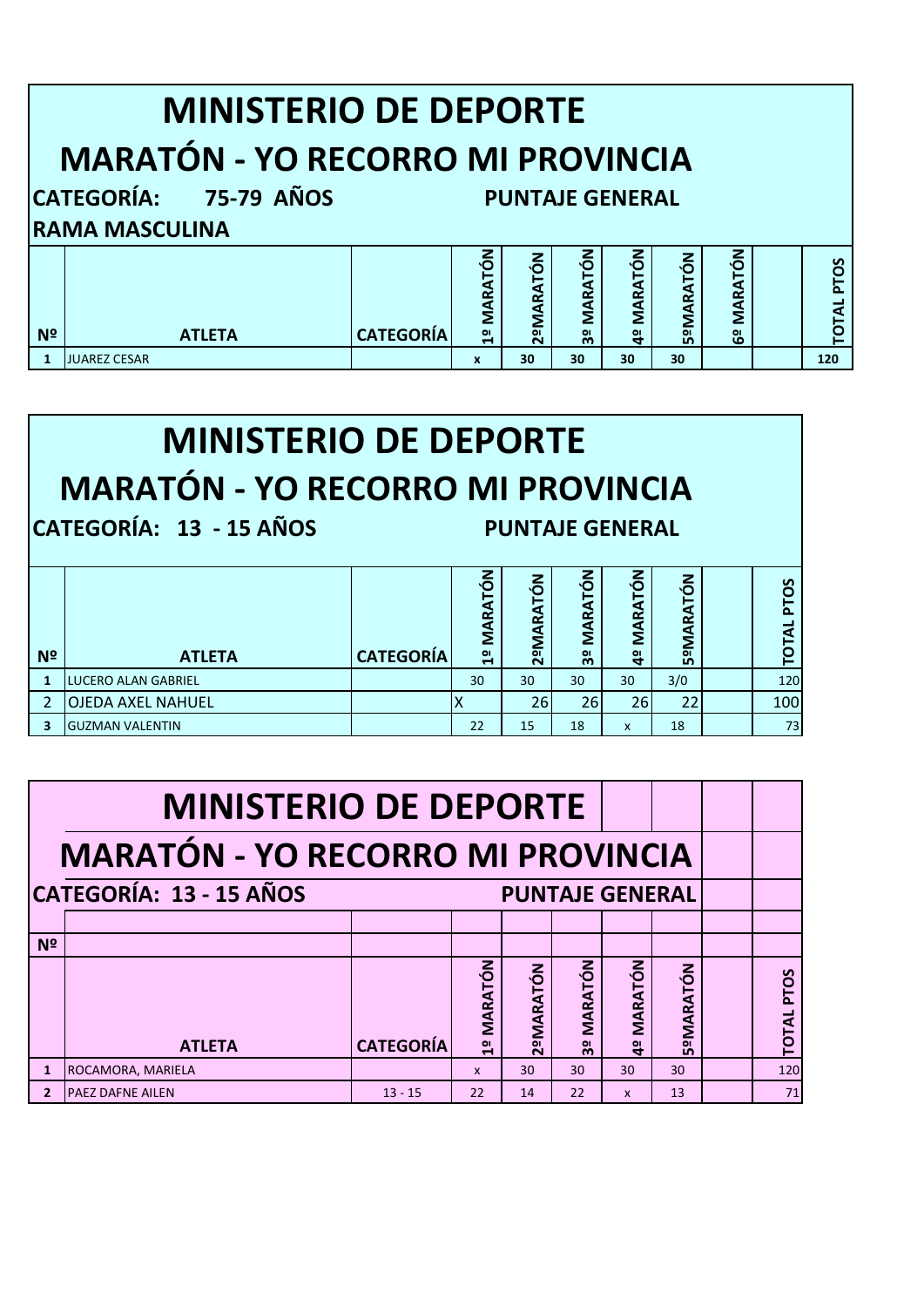# MINISTERIO DE DEPORTE

## MARATÓN - YO RECORRO MI PROVINCIA

**CATEGORÍA: 75-79 AÑOS** **PUNTAJE GENERAL**

**RAMA MASCULINA**

| Nº | ATLETA | CATEGORÍA | 1º MARATÓN | 2ºMARATÓN | 3º MARATÓN | 4º MARATÓN | 5ºMARATÓN | 6º MARATÓN | | TOTAL PTOS |
|---|---|---|---|---|---|---|---|---|---|---|
| 1 | JUAREZ CESAR | | x | 30 | 30 | 30 | 30 | | | 120 |

# MINISTERIO DE DEPORTE

## MARATÓN - YO RECORRO MI PROVINCIA

**CATEGORÍA: 13 - 15 AÑOS** **PUNTAJE GENERAL**

| Nº | ATLETA | CATEGORÍA | 1º MARATÓN | 2ºMARATÓN | 3º MARATÓN | 4º MARATÓN | 5ºMARATÓN | | TOTAL PTOS |
|---|---|---|---|---|---|---|---|---|---|
| 1 | LUCERO ALAN GABRIEL | | 30 | 30 | 30 | 30 | 3/0 | | 120 |
| 2 | OJEDA AXEL NAHUEL | | X | 26 | 26 | 26 | 22 | | 100 |
| 3 | GUZMAN VALENTIN | | 22 | 15 | 18 | x | 18 | | 73 |

# MINISTERIO DE DEPORTE

## MARATÓN - YO RECORRO MI PROVINCIA

**CATEGORÍA: 13 - 15 AÑOS** **PUNTAJE GENERAL**

| Nº | ATLETA | CATEGORÍA | 1º MARATÓN | 2ºMARATÓN | 3º MARATÓN | 4º MARATÓN | 5ºMARATÓN | | TOTAL PTOS |
|---|---|---|---|---|---|---|---|---|---|
| 1 | ROCAMORA, MARIELA | | x | 30 | 30 | 30 | 30 | | 120 |
| 2 | PAEZ DAFNE AILEN | 13 - 15 | 22 | 14 | 22 | x | 13 | | 71 |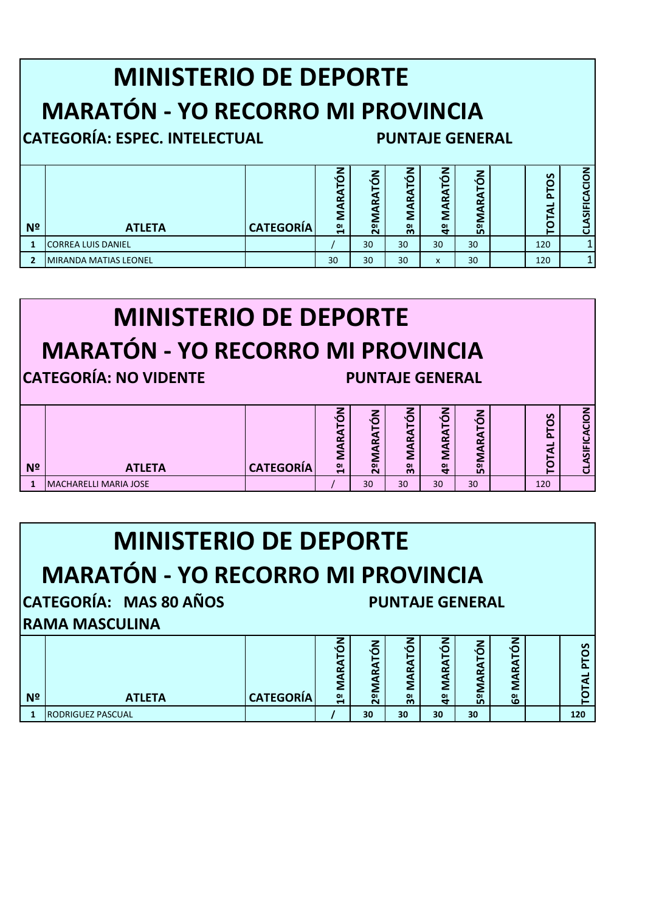# MINISTERIO DE DEPORTE
## MARATÓN - YO RECORRO MI PROVINCIA

**CATEGORÍA: ESPEC. INTELECTUAL** **PUNTAJE GENERAL**

| Nº | ATLETA | CATEGORÍA | 1º MARATÓN | 2ºMARATÓN | 3º MARATÓN | 4º MARATÓN | 5ºMARATÓN | | TOTAL PTOS | CLASIFICACION |
|---|---|---|---|---|---|---|---|---|---|---|
| 1 | CORREA LUIS DANIEL | | / | 30 | 30 | 30 | 30 | | 120 | 1 |
| 2 | MIRANDA MATIAS LEONEL | | 30 | 30 | 30 | x | 30 | | 120 | 1 |

# MINISTERIO DE DEPORTE
## MARATÓN - YO RECORRO MI PROVINCIA

**CATEGORÍA: NO VIDENTE** **PUNTAJE GENERAL**

| Nº | ATLETA | CATEGORÍA | 1º MARATÓN | 2ºMARATÓN | 3º MARATÓN | 4º MARATÓN | 5ºMARATÓN | | TOTAL PTOS | CLASIFICACION |
|---|---|---|---|---|---|---|---|---|---|---|
| 1 | MACHARELLI MARIA JOSE | | / | 30 | 30 | 30 | 30 | | 120 | |

# MINISTERIO DE DEPORTE
## MARATÓN - YO RECORRO MI PROVINCIA

**CATEGORÍA: MAS 80 AÑOS** **PUNTAJE GENERAL**

**RAMA MASCULINA**

| Nº | ATLETA | CATEGORÍA | 1º MARATÓN | 2ºMARATÓN | 3º MARATÓN | 4º MARATÓN | 5ºMARATÓN | 6º MARATÓN | | TOTAL PTOS |
|---|---|---|---|---|---|---|---|---|---|---|
| 1 | RODRIGUEZ PASCUAL | | / | 30 | 30 | 30 | 30 | | | 120 |